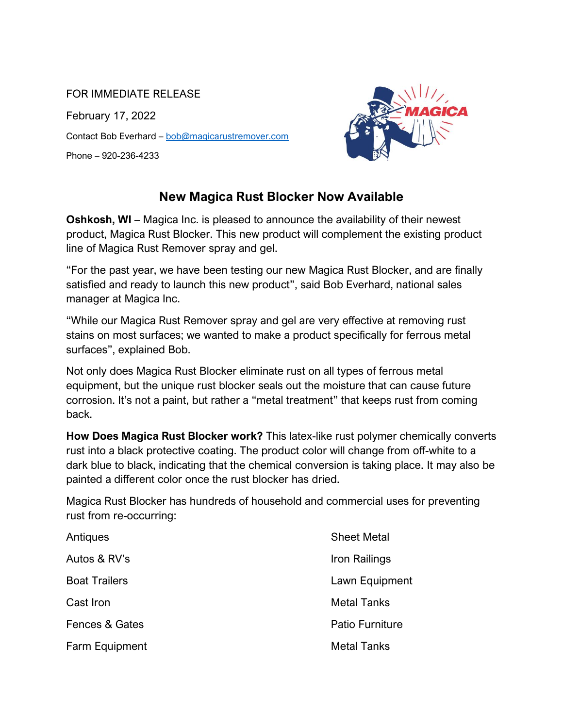FOR IMMEDIATE RELEASE

February 17, 2022

Contact Bob Everhard – bob@magicarustremover.com

Phone – 920-236-4233

## New Magica Rust Blocker Now Available

**Oshkosh, WI** – Magica Inc. is pleased to announce the availability of their newest product, Magica Rust Blocker. This new product will complement the existing product line of Magica Rust Remover spray and gel.

"For the past year, we have been testing our new Magica Rust Blocker, and are finally satisfied and ready to launch this new product", said Bob Everhard, national sales manager at Magica Inc.

"While our Magica Rust Remover spray and gel are very effective at removing rust stains on most surfaces; we wanted to make a product specifically for ferrous metal surfaces", explained Bob.

Not only does Magica Rust Blocker eliminate rust on all types of ferrous metal equipment, but the unique rust blocker seals out the moisture that can cause future corrosion. It's not a paint, but rather a "metal treatment" that keeps rust from coming back.

**How Does Magica Rust Blocker work?** This latex-like rust polymer chemically converts rust into a black protective coating. The product color will change from off-white to a dark blue to black, indicating that the chemical conversion is taking place. It may also be painted a different color once the rust blocker has dried.

Magica Rust Blocker has hundreds of household and commercial uses for preventing rust from re-occurring:

- Antiques
- Autos & RV's
- Boat Trailers
- Cast Iron
- Fences & Gates
- Farm Equipment
- Sheet Metal
- Iron Railings
- Lawn Equipment
- Metal Tanks
- Patio Furniture
- Metal Tanks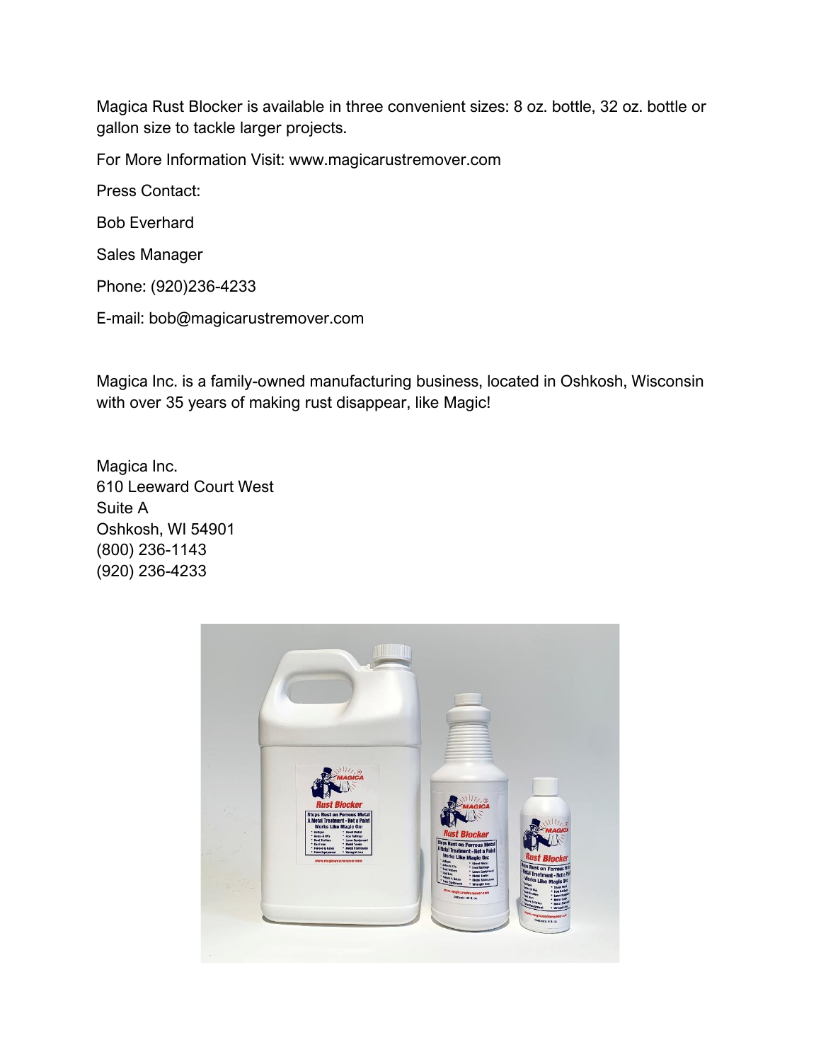Magica Rust Blocker is available in three convenient sizes: 8 oz. bottle, 32 oz. bottle or gallon size to tackle larger projects.

For More Information Visit: www.magicarustremover.com

Press Contact:

Bob Everhard

Sales Manager

Phone: (920)236-4233

E-mail: bob@magicarustremover.com

Magica Inc. is a family-owned manufacturing business, located in Oshkosh, Wisconsin with over 35 years of making rust disappear, like Magic!

Magica Inc.  
610 Leeward Court West  
Suite A  
Oshkosh, WI 54901  
(800) 236-1143  
(920) 236-4233